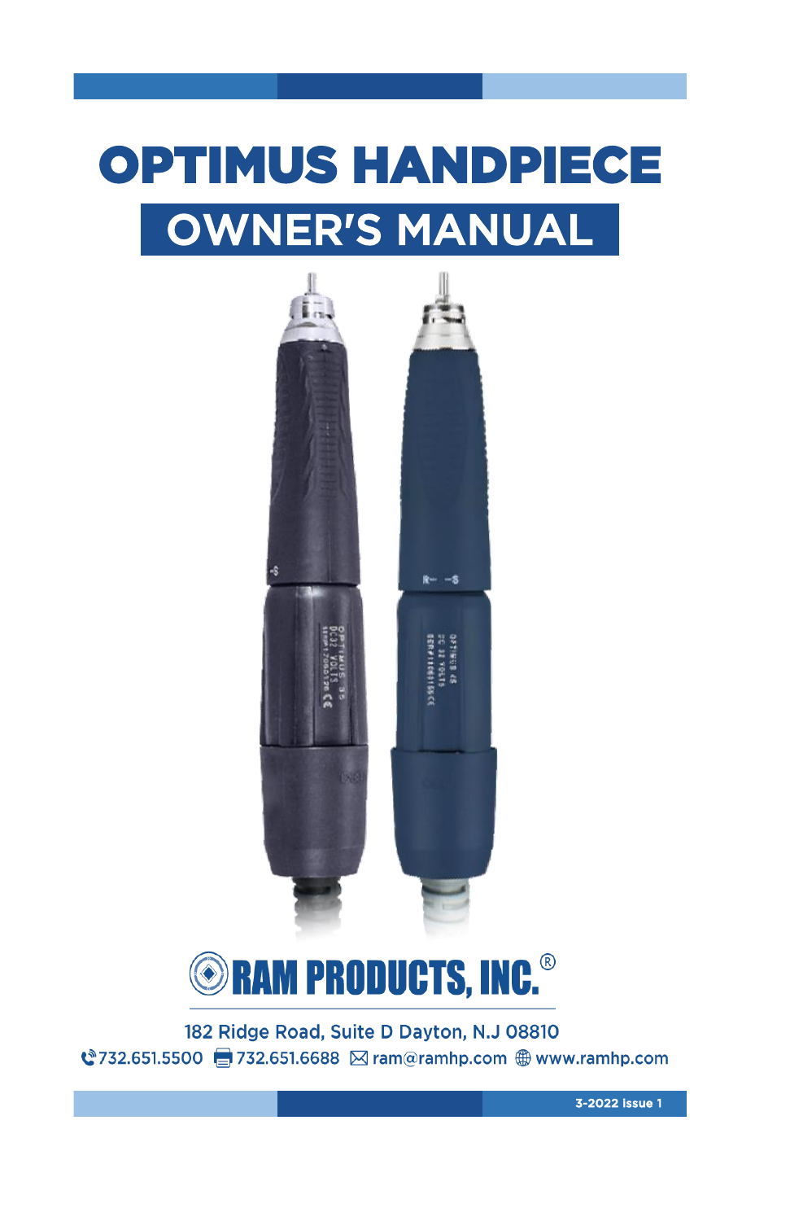# OPTIMUS HANDPIECE

## OWNER'S MANUAL

RAM PRODUCTS, INC.®

182 Ridge Road, Suite D Dayton, N.J 08810

732.651.5500 732.651.6688 ram@ramhp.com www.ramhp.com

3-2022 Issue 1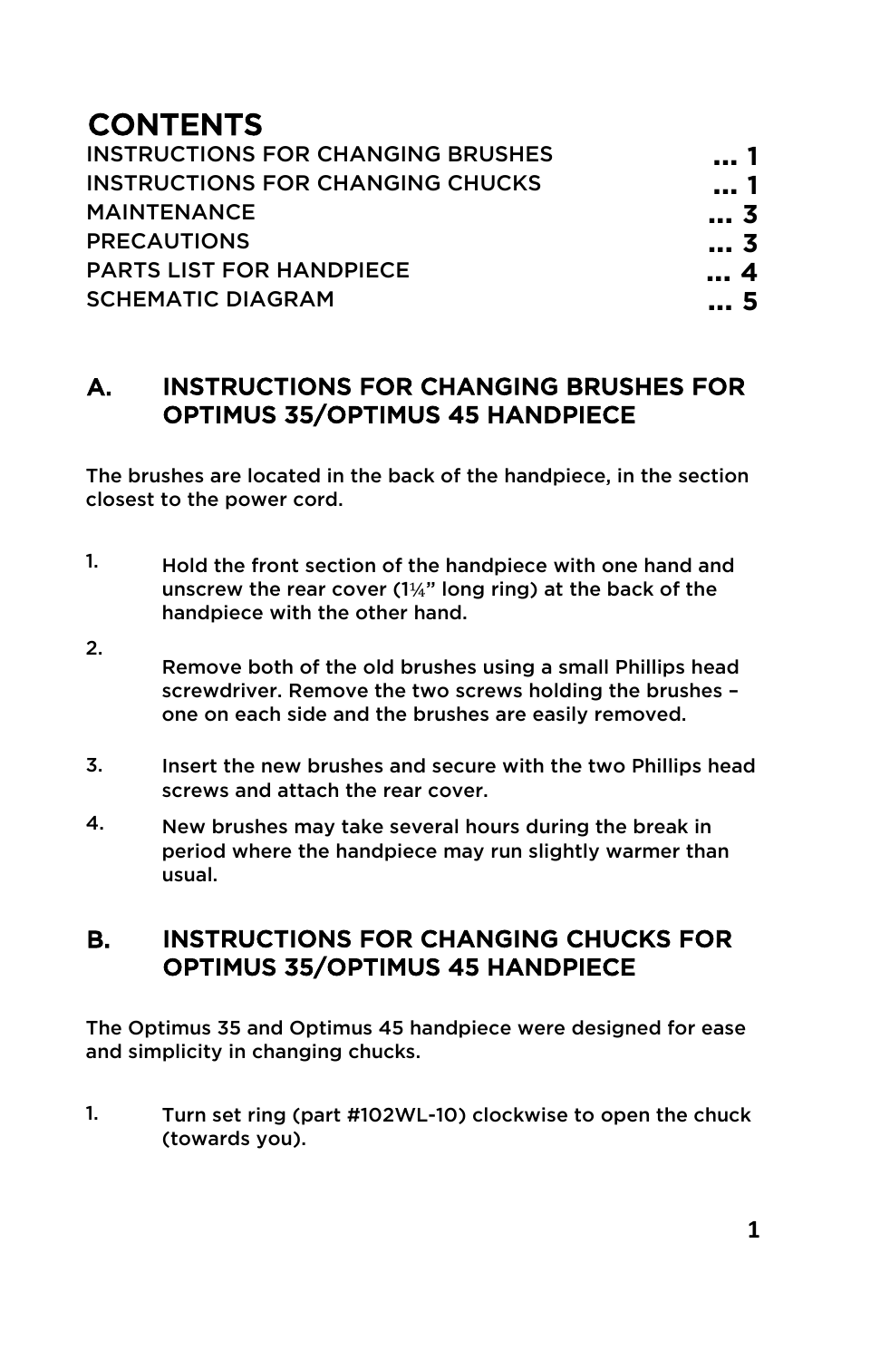# CONTENTS

| | |
|---|---|
| INSTRUCTIONS FOR CHANGING BRUSHES | **... 1** |
| INSTRUCTIONS FOR CHANGING CHUCKS | **... 1** |
| MAINTENANCE | **... 3** |
| PRECAUTIONS | **... 3** |
| PARTS LIST FOR HANDPIECE | **... 4** |
| SCHEMATIC DIAGRAM | **... 5** |

## A. INSTRUCTIONS FOR CHANGING BRUSHES FOR OPTIMUS 35/OPTIMUS 45 HANDPIECE

The brushes are located in the back of the handpiece, in the section closest to the power cord.

1. Hold the front section of the handpiece with one hand and unscrew the rear cover (1¼" long ring) at the back of the handpiece with the other hand.
2. Remove both of the old brushes using a small Phillips head screwdriver. Remove the two screws holding the brushes – one on each side and the brushes are easily removed.
3. Insert the new brushes and secure with the two Phillips head screws and attach the rear cover.
4. New brushes may take several hours during the break in period where the handpiece may run slightly warmer than usual.

## B. INSTRUCTIONS FOR CHANGING CHUCKS FOR OPTIMUS 35/OPTIMUS 45 HANDPIECE

The Optimus 35 and Optimus 45 handpiece were designed for ease and simplicity in changing chucks.

1. Turn set ring (part #102WL-10) clockwise to open the chuck (towards you).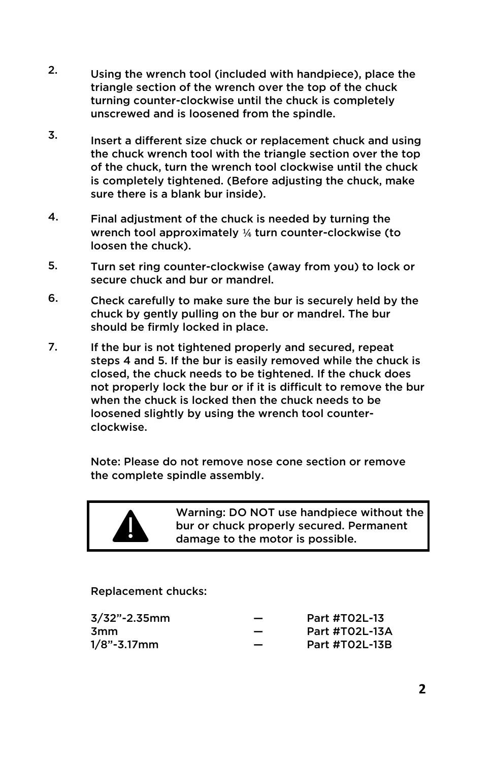2. Using the wrench tool (included with handpiece), place the triangle section of the wrench over the top of the chuck turning counter-clockwise until the chuck is completely unscrewed and is loosened from the spindle.

3. Insert a different size chuck or replacement chuck and using the chuck wrench tool with the triangle section over the top of the chuck, turn the wrench tool clockwise until the chuck is completely tightened. (Before adjusting the chuck, make sure there is a blank bur inside).

4. Final adjustment of the chuck is needed by turning the wrench tool approximately ¼ turn counter-clockwise (to loosen the chuck).

5. Turn set ring counter-clockwise (away from you) to lock or secure chuck and bur or mandrel.

6. Check carefully to make sure the bur is securely held by the chuck by gently pulling on the bur or mandrel. The bur should be firmly locked in place.

7. If the bur is not tightened properly and secured, repeat steps 4 and 5. If the bur is easily removed while the chuck is closed, the chuck needs to be tightened. If the chuck does not properly lock the bur or if it is difficult to remove the bur when the chuck is locked then the chuck needs to be loosened slightly by using the wrench tool counter-clockwise.

Note: Please do not remove nose cone section or remove the complete spindle assembly.

> ⚠ Warning: DO NOT use handpiece without the bur or chuck properly secured. Permanent damage to the motor is possible.

Replacement chucks:

| | | |
|---|---|---|
| 3/32”-2.35mm | — | Part #T02L-13 |
| 3mm | — | Part #T02L-13A |
| 1/8”-3.17mm | — | Part #T02L-13B |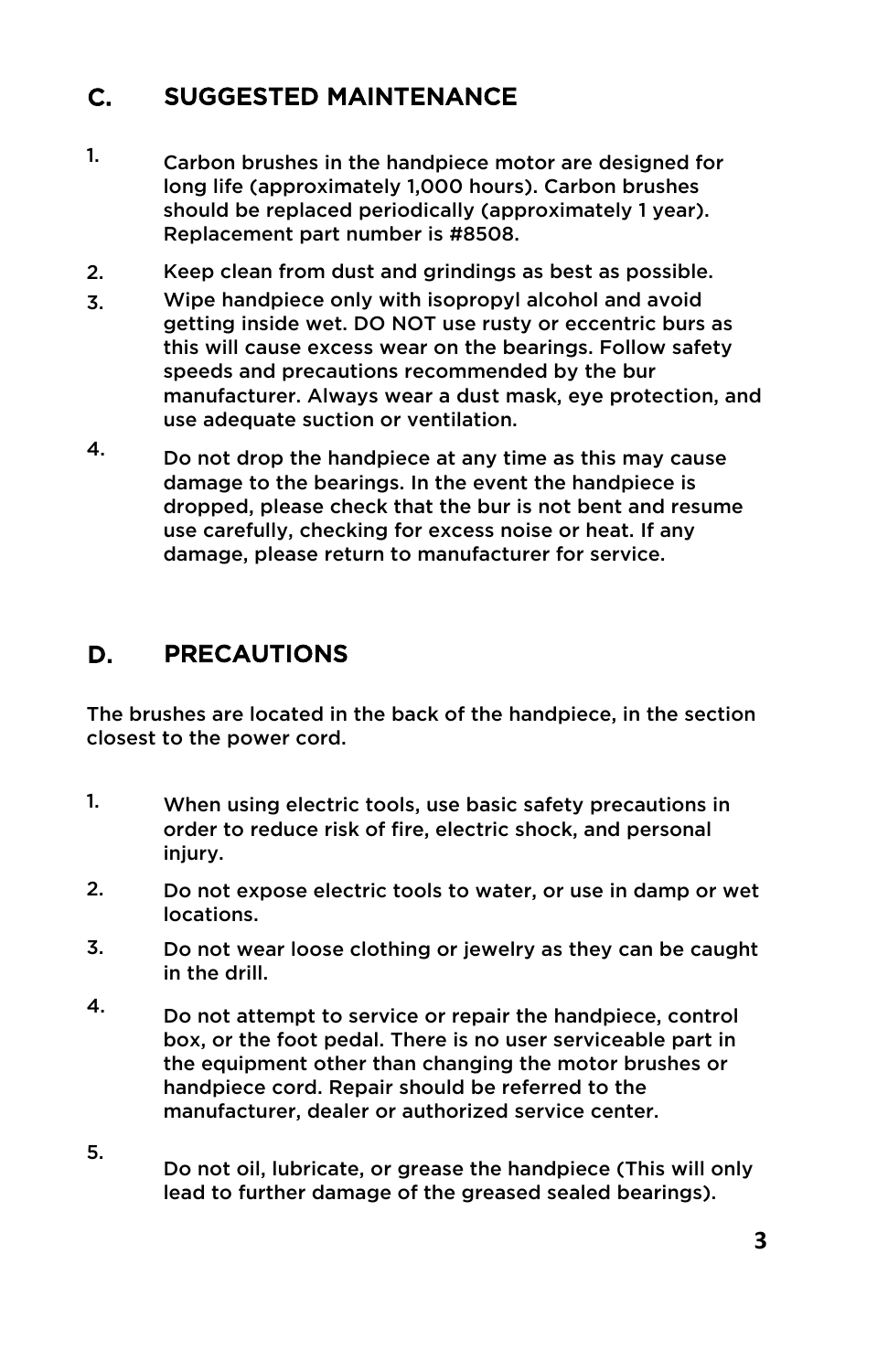## C. SUGGESTED MAINTENANCE

1. Carbon brushes in the handpiece motor are designed for long life (approximately 1,000 hours). Carbon brushes should be replaced periodically (approximately 1 year). Replacement part number is #8508.
2. Keep clean from dust and grindings as best as possible.
3. Wipe handpiece only with isopropyl alcohol and avoid getting inside wet. DO NOT use rusty or eccentric burs as this will cause excess wear on the bearings. Follow safety speeds and precautions recommended by the bur manufacturer. Always wear a dust mask, eye protection, and use adequate suction or ventilation.
4. Do not drop the handpiece at any time as this may cause damage to the bearings. In the event the handpiece is dropped, please check that the bur is not bent and resume use carefully, checking for excess noise or heat. If any damage, please return to manufacturer for service.

## D. PRECAUTIONS

The brushes are located in the back of the handpiece, in the section closest to the power cord.

1. When using electric tools, use basic safety precautions in order to reduce risk of fire, electric shock, and personal injury.
2. Do not expose electric tools to water, or use in damp or wet locations.
3. Do not wear loose clothing or jewelry as they can be caught in the drill.
4. Do not attempt to service or repair the handpiece, control box, or the foot pedal. There is no user serviceable part in the equipment other than changing the motor brushes or handpiece cord. Repair should be referred to the manufacturer, dealer or authorized service center.
5. Do not oil, lubricate, or grease the handpiece (This will only lead to further damage of the greased sealed bearings).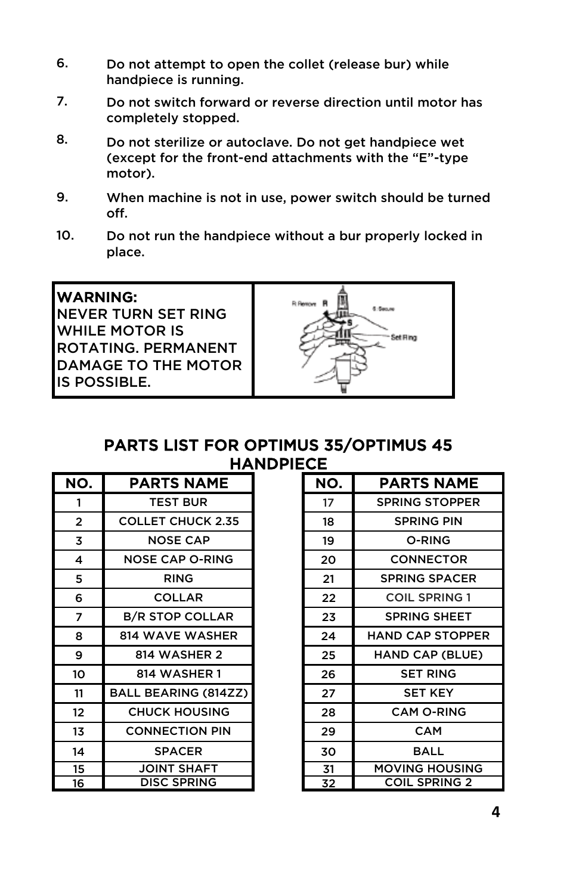6. Do not attempt to open the collet (release bur) while handpiece is running.
7. Do not switch forward or reverse direction until motor has completely stopped.
8. Do not sterilize or autoclave. Do not get handpiece wet (except for the front-end attachments with the “E”-type motor).
9. When machine is not in use, power switch should be turned off.
10. Do not run the handpiece without a bur properly locked in place.

**WARNING:**
**NEVER TURN SET RING WHILE MOTOR IS ROTATING. PERMANENT DAMAGE TO THE MOTOR IS POSSIBLE.**

R Remove R S Secure S Set Ring

## PARTS LIST FOR OPTIMUS 35/OPTIMUS 45 HANDPIECE

| NO. | PARTS NAME |
|---|---|
| 1 | TEST BUR |
| 2 | COLLET CHUCK 2.35 |
| 3 | NOSE CAP |
| 4 | NOSE CAP O-RING |
| 5 | RING |
| 6 | COLLAR |
| 7 | B/R STOP COLLAR |
| 8 | 814 WAVE WASHER |
| 9 | 814 WASHER 2 |
| 10 | 814 WASHER 1 |
| 11 | BALL BEARING (814ZZ) |
| 12 | CHUCK HOUSING |
| 13 | CONNECTION PIN |
| 14 | SPACER |
| 15 | JOINT SHAFT |
| 16 | DISC SPRING |

| NO. | PARTS NAME |
|---|---|
| 17 | SPRING STOPPER |
| 18 | SPRING PIN |
| 19 | O-RING |
| 20 | CONNECTOR |
| 21 | SPRING SPACER |
| 22 | COIL SPRING 1 |
| 23 | SPRING SHEET |
| 24 | HAND CAP STOPPER |
| 25 | HAND CAP (BLUE) |
| 26 | SET RING |
| 27 | SET KEY |
| 28 | CAM O-RING |
| 29 | CAM |
| 30 | BALL |
| 31 | MOVING HOUSING |
| 32 | COIL SPRING 2 |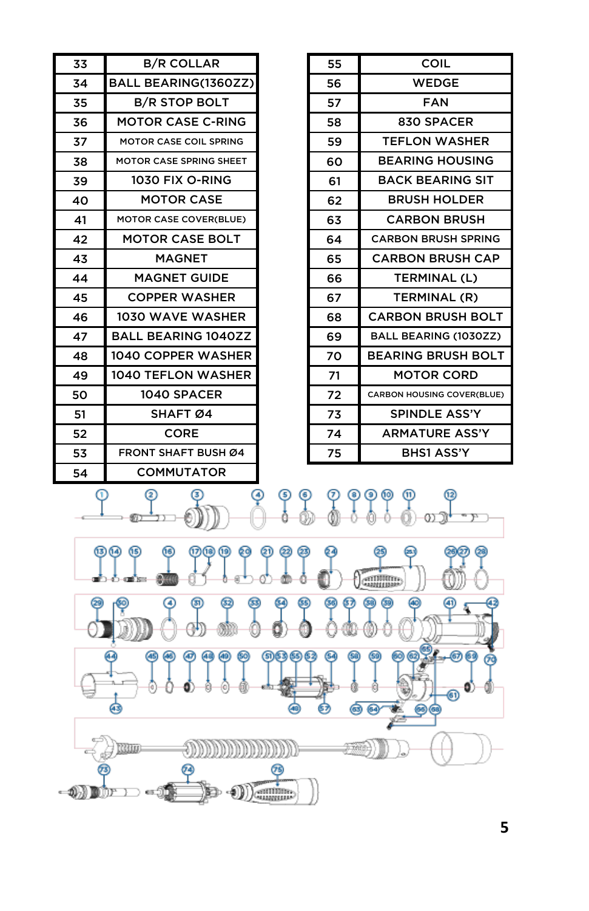| 33 | B/R COLLAR |
|---|---|
| 34 | BALL BEARING(1360ZZ) |
| 35 | B/R STOP BOLT |
| 36 | MOTOR CASE C-RING |
| 37 | MOTOR CASE COIL SPRING |
| 38 | MOTOR CASE SPRING SHEET |
| 39 | 1030 FIX O-RING |
| 40 | MOTOR CASE |
| 41 | MOTOR CASE COVER(BLUE) |
| 42 | MOTOR CASE BOLT |
| 43 | MAGNET |
| 44 | MAGNET GUIDE |
| 45 | COPPER WASHER |
| 46 | 1030 WAVE WASHER |
| 47 | BALL BEARING 1040ZZ |
| 48 | 1040 COPPER WASHER |
| 49 | 1040 TEFLON WASHER |
| 50 | 1040 SPACER |
| 51 | SHAFT Ø4 |
| 52 | CORE |
| 53 | FRONT SHAFT BUSH Ø4 |
| 54 | COMMUTATOR |

| 55 | COIL |
|---|---|
| 56 | WEDGE |
| 57 | FAN |
| 58 | 830 SPACER |
| 59 | TEFLON WASHER |
| 60 | BEARING HOUSING |
| 61 | BACK BEARING SIT |
| 62 | BRUSH HOLDER |
| 63 | CARBON BRUSH |
| 64 | CARBON BRUSH SPRING |
| 65 | CARBON BRUSH CAP |
| 66 | TERMINAL (L) |
| 67 | TERMINAL (R) |
| 68 | CARBON BRUSH BOLT |
| 69 | BALL BEARING (1030ZZ) |
| 70 | BEARING BRUSH BOLT |
| 71 | MOTOR CORD |
| 72 | CARBON HOUSING COVER(BLUE) |
| 73 | SPINDLE ASS'Y |
| 74 | ARMATURE ASS'Y |
| 75 | BHS1 ASS'Y |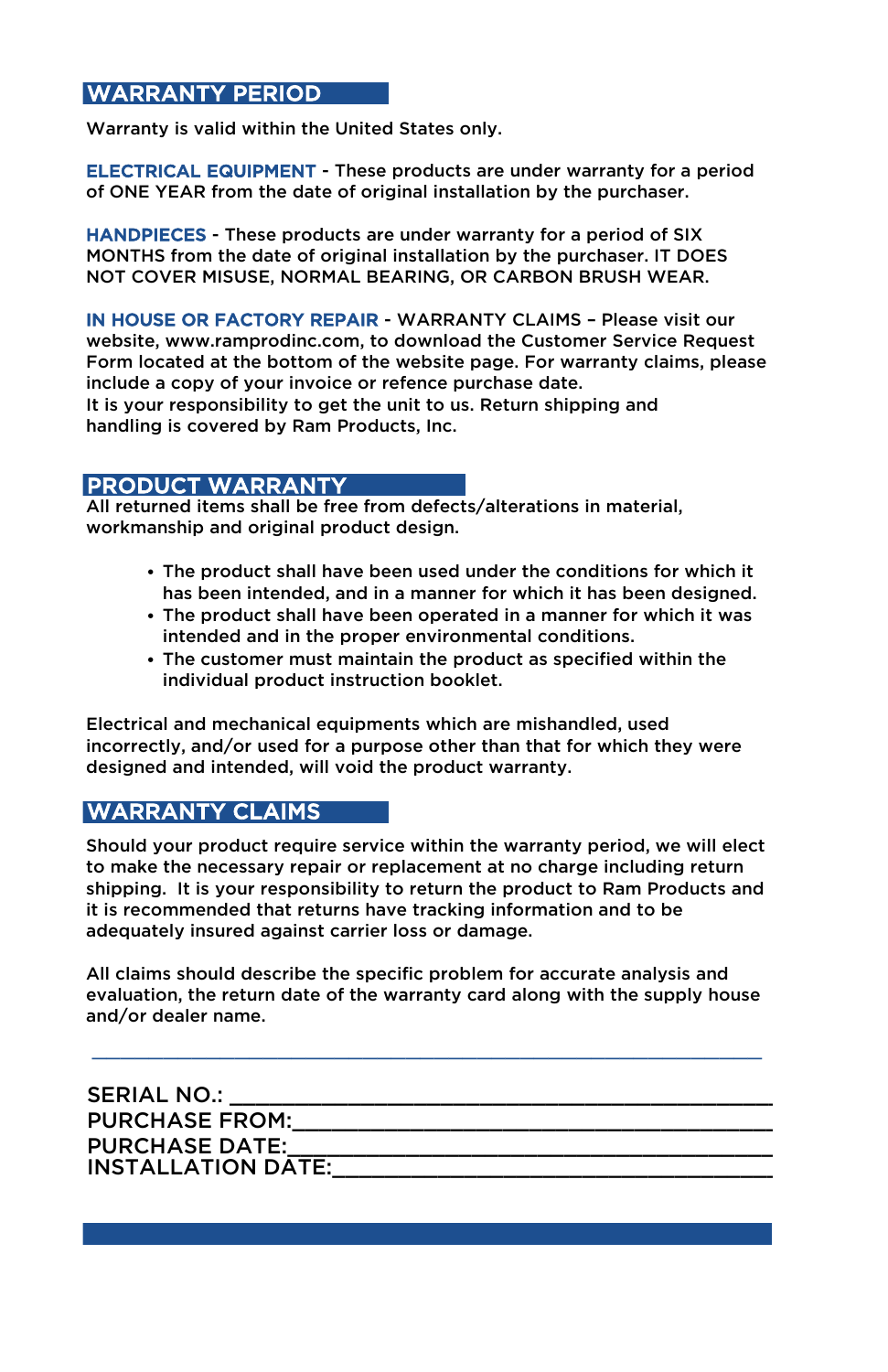## WARRANTY PERIOD

Warranty is valid within the United States only.

**ELECTRICAL EQUIPMENT** - These products are under warranty for a period of ONE YEAR from the date of original installation by the purchaser.

**HANDPIECES** - These products are under warranty for a period of SIX MONTHS from the date of original installation by the purchaser. IT DOES NOT COVER MISUSE, NORMAL BEARING, OR CARBON BRUSH WEAR.

**IN HOUSE OR FACTORY REPAIR** - WARRANTY CLAIMS – Please visit our website, www.ramprodinc.com, to download the Customer Service Request Form located at the bottom of the website page. For warranty claims, please include a copy of your invoice or refence purchase date.
It is your responsibility to get the unit to us. Return shipping and handling is covered by Ram Products, Inc.

## PRODUCT WARRANTY

All returned items shall be free from defects/alterations in material, workmanship and original product design.

- The product shall have been used under the conditions for which it has been intended, and in a manner for which it has been designed.
- The product shall have been operated in a manner for which it was intended and in the proper environmental conditions.
- The customer must maintain the product as specified within the individual product instruction booklet.

Electrical and mechanical equipments which are mishandled, used incorrectly, and/or used for a purpose other than that for which they were designed and intended, will void the product warranty.

## WARRANTY CLAIMS

Should your product require service within the warranty period, we will elect to make the necessary repair or replacement at no charge including return shipping. It is your responsibility to return the product to Ram Products and it is recommended that returns have tracking information and to be adequately insured against carrier loss or damage.

All claims should describe the specific problem for accurate analysis and evaluation, the return date of the warranty card along with the supply house and/or dealer name.

---

SERIAL NO.: ____________________________________________

PURCHASE FROM: ________________________________________

PURCHASE DATE: ________________________________________

INSTALLATION DATE: _____________________________________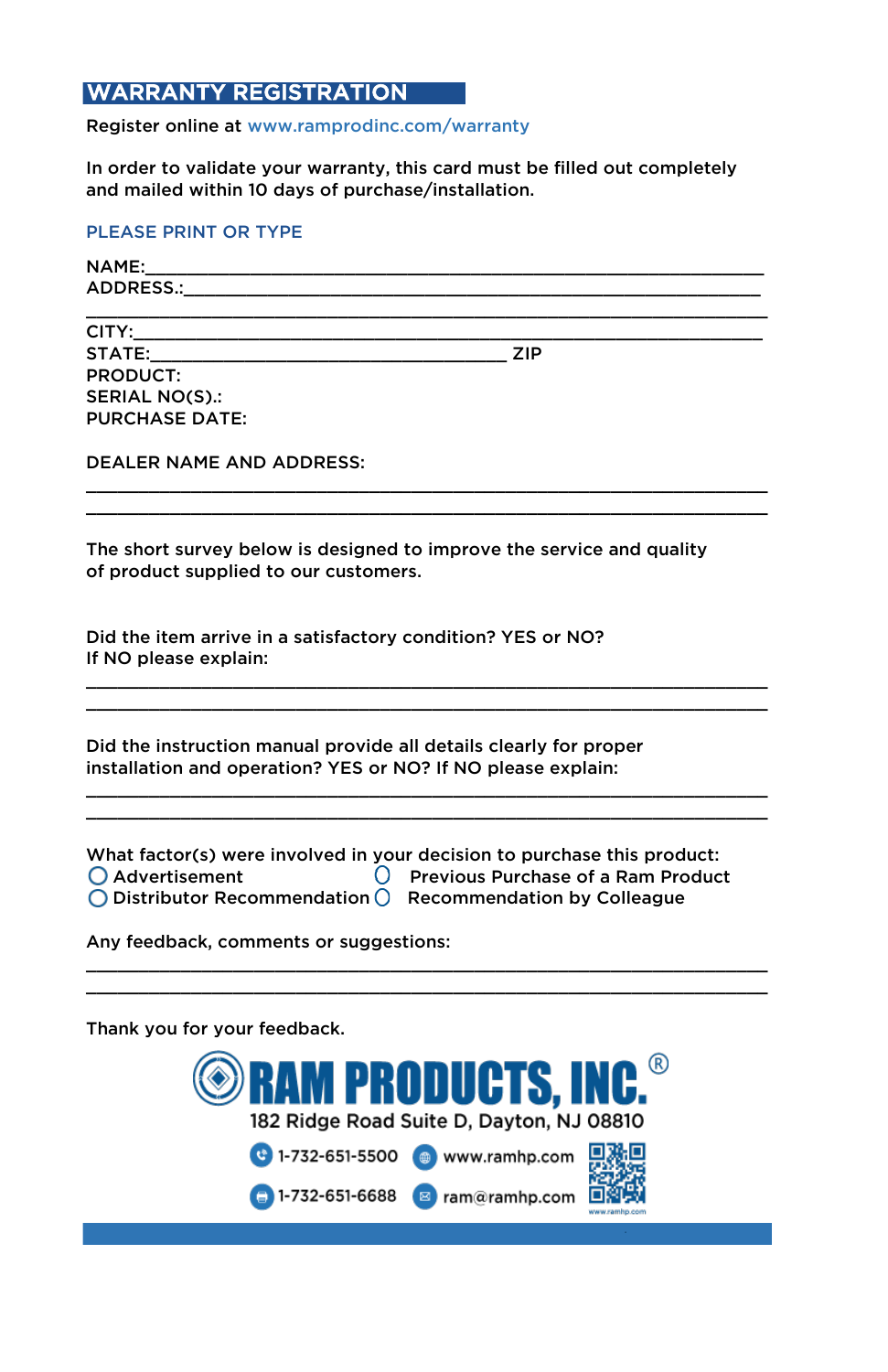## WARRANTY REGISTRATION

Register online at www.ramprodinc.com/warranty

In order to validate your warranty, this card must be filled out completely and mailed within 10 days of purchase/installation.

PLEASE PRINT OR TYPE

NAME:______________________________________________________________

ADDRESS.:___________________________________________________________

____________________________________________________________________

CITY:_______________________________________________________________

STATE:_____________________________________ ZIP

PRODUCT:

SERIAL NO(S).:

PURCHASE DATE:

DEALER NAME AND ADDRESS:

____________________________________________________________________

____________________________________________________________________

The short survey below is designed to improve the service and quality of product supplied to our customers.

Did the item arrive in a satisfactory condition? YES or NO?
If NO please explain:

____________________________________________________________________

____________________________________________________________________

Did the instruction manual provide all details clearly for proper installation and operation? YES or NO? If NO please explain:

____________________________________________________________________

____________________________________________________________________

What factor(s) were involved in your decision to purchase this product:

- ○ Advertisement
- ○ Previous Purchase of a Ram Product
- ○ Distributor Recommendation
- ○ Recommendation by Colleague

Any feedback, comments or suggestions:

____________________________________________________________________

____________________________________________________________________

Thank you for your feedback.

**RAM PRODUCTS, INC.®**

182 Ridge Road Suite D, Dayton, NJ 08810

1-732-651-5500 www.ramhp.com

1-732-651-6688 ram@ramhp.com

www.ramhp.com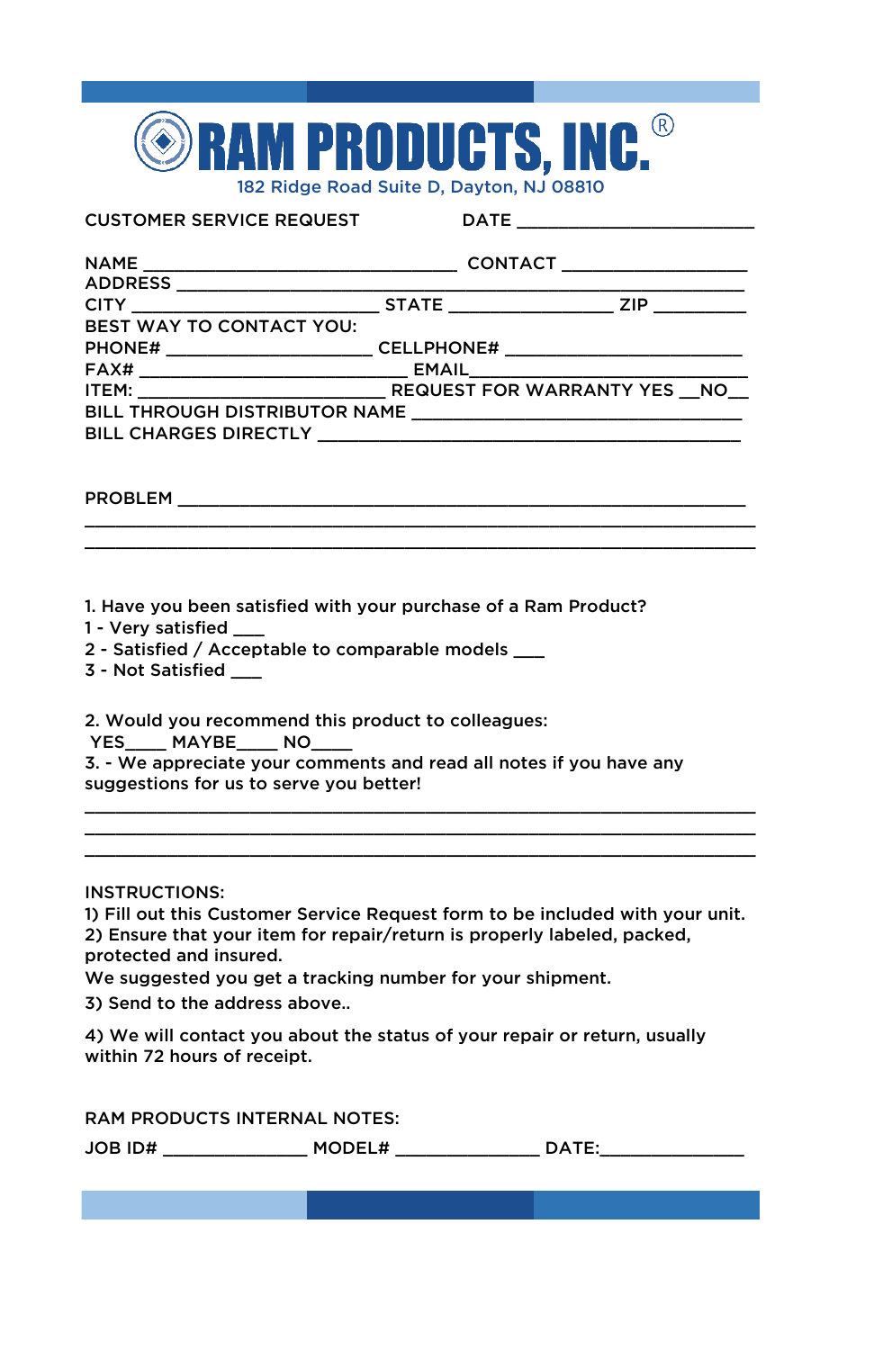# RAM PRODUCTS, INC.®

182 Ridge Road Suite D, Dayton, NJ 08810

CUSTOMER SERVICE REQUEST DATE ________________________

NAME ________________________________ CONTACT __________________
ADDRESS ________________________________________________________
CITY __________________________ STATE _________________ ZIP _________
BEST WAY TO CONTACT YOU:
PHONE# _____________________ CELLPHONE# ________________________
FAX# ___________________________ EMAIL_____________________________
ITEM: _________________________ REQUEST FOR WARRANTY YES __NO__
BILL THROUGH DISTRIBUTOR NAME __________________________________
BILL CHARGES DIRECTLY __________________________________________

PROBLEM ________________________________________________________
____________________________________________________________________
____________________________________________________________________

1. Have you been satisfied with your purchase of a Ram Product?
1 - Very satisfied ___
2 - Satisfied / Acceptable to comparable models ___
3 - Not Satisfied ___

2. Would you recommend this product to colleagues:
YES____ MAYBE____ NO____
3. - We appreciate your comments and read all notes if you have any suggestions for us to serve you better!
____________________________________________________________________
____________________________________________________________________
____________________________________________________________________

INSTRUCTIONS:
1) Fill out this Customer Service Request form to be included with your unit.
2) Ensure that your item for repair/return is properly labeled, packed, protected and insured.
We suggested you get a tracking number for your shipment.
3) Send to the address above..
4) We will contact you about the status of your repair or return, usually within 72 hours of receipt.

RAM PRODUCTS INTERNAL NOTES:
JOB ID# _______________ MODEL# _______________ DATE:_______________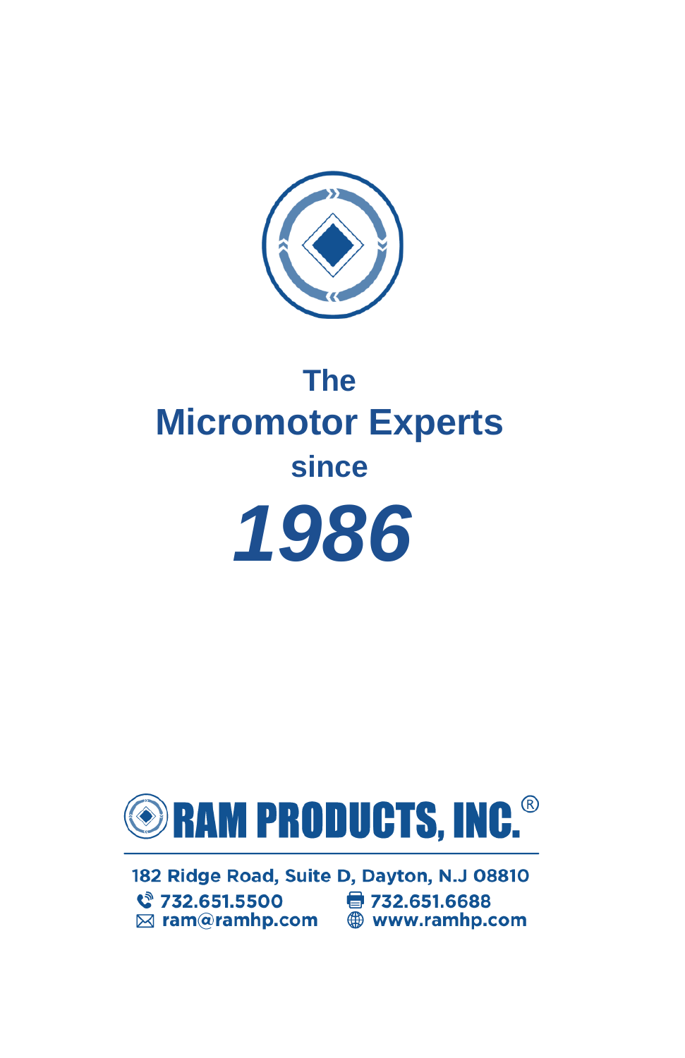# The
# Micromotor Experts
## since
# *1986*

**RAM PRODUCTS, INC.®**

182 Ridge Road, Suite D, Dayton, N.J 08810

732.651.5500 &nbsp;&nbsp; 732.651.6688

ram@ramhp.com &nbsp;&nbsp; www.ramhp.com